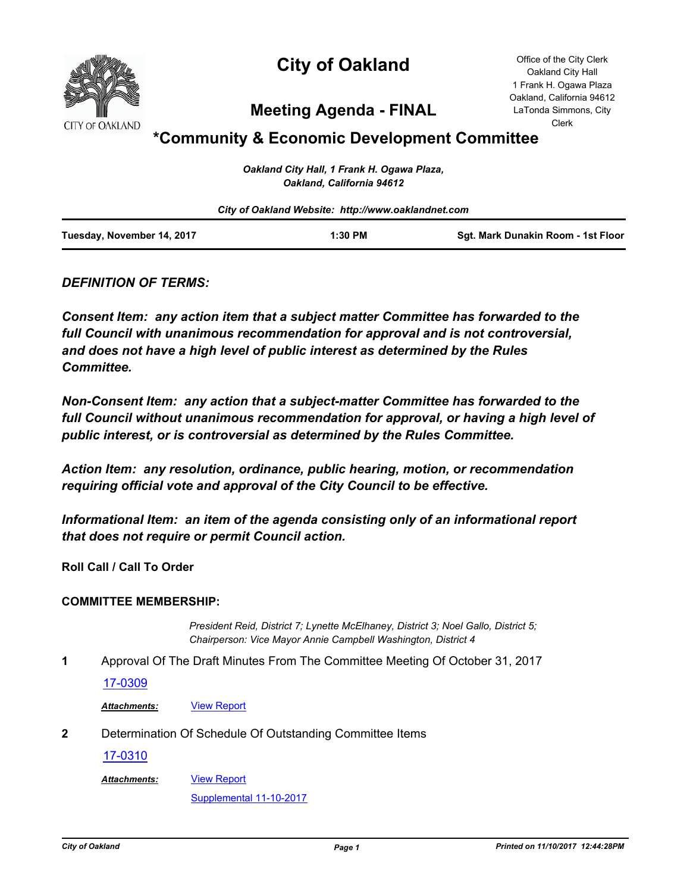# City of Oakland

## Meeting Agenda - FINAL

## *Community & Economic Development Committee

Office of the City Clerk
Oakland City Hall
1 Frank H. Ogawa Plaza
Oakland, California 94612
LaTonda Simmons, City Clerk

*Oakland City Hall, 1 Frank H. Ogawa Plaza, Oakland, California 94612*

*City of Oakland Website: http://www.oaklandnet.com*

| Tuesday, November 14, 2017 | 1:30 PM | Sgt. Mark Dunakin Room - 1st Floor |
|---|---|---|

***DEFINITION OF TERMS:***

***Consent Item: any action item that a subject matter Committee has forwarded to the full Council with unanimous recommendation for approval and is not controversial, and does not have a high level of public interest as determined by the Rules Committee.***

***Non-Consent Item: any action that a subject-matter Committee has forwarded to the full Council without unanimous recommendation for approval, or having a high level of public interest, or is controversial as determined by the Rules Committee.***

***Action Item: any resolution, ordinance, public hearing, motion, or recommendation requiring official vote and approval of the City Council to be effective.***

***Informational Item: an item of the agenda consisting only of an informational report that does not require or permit Council action.***

**Roll Call / Call To Order**

**COMMITTEE MEMBERSHIP:**

*President Reid, District 7; Lynette McElhaney, District 3; Noel Gallo, District 5; Chairperson: Vice Mayor Annie Campbell Washington, District 4*

**1** Approval Of The Draft Minutes From The Committee Meeting Of October 31, 2017

17-0309

***Attachments:*** View Report

**2** Determination Of Schedule Of Outstanding Committee Items

17-0310

***Attachments:*** View Report

Supplemental 11-10-2017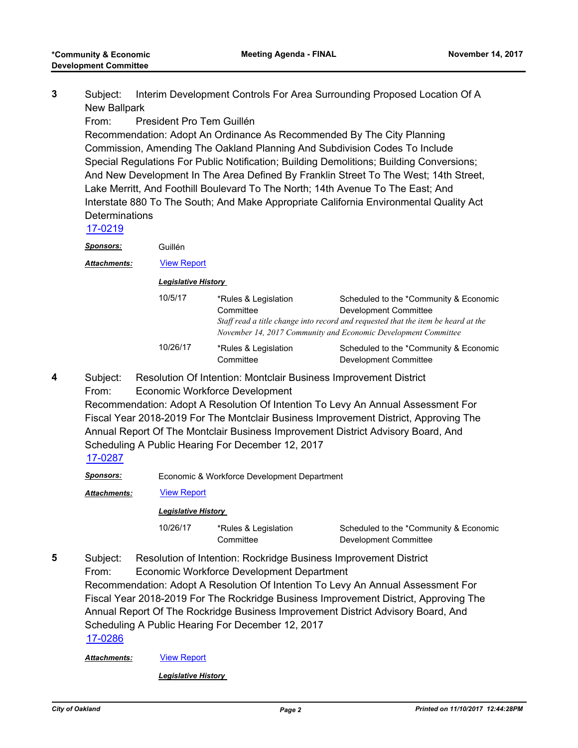**3** Subject: Interim Development Controls For Area Surrounding Proposed Location Of A New Ballpark

From: President Pro Tem Guillén

Recommendation: Adopt An Ordinance As Recommended By The City Planning Commission, Amending The Oakland Planning And Subdivision Codes To Include Special Regulations For Public Notification; Building Demolitions; Building Conversions; And New Development In The Area Defined By Franklin Street To The West; 14th Street, Lake Merritt, And Foothill Boulevard To The North; 14th Avenue To The East; And Interstate 880 To The South; And Make Appropriate California Environmental Quality Act Determinations

17-0219

***Sponsors:*** Guillén

***Attachments:*** View Report

***Legislative History***

| | | |
|---|---|---|
| 10/5/17 | *Rules & Legislation Committee | Scheduled to the *Community & Economic Development Committee |
| | *Staff read a title change into record and requested that the item be heard at the November 14, 2017 Community and Economic Development Committee* | |
| 10/26/17 | *Rules & Legislation Committee | Scheduled to the *Community & Economic Development Committee |

**4** Subject: Resolution Of Intention: Montclair Business Improvement District

From: Economic Workforce Development

Recommendation: Adopt A Resolution Of Intention To Levy An Annual Assessment For Fiscal Year 2018-2019 For The Montclair Business Improvement District, Approving The Annual Report Of The Montclair Business Improvement District Advisory Board, And Scheduling A Public Hearing For December 12, 2017

17-0287

***Sponsors:*** Economic & Workforce Development Department

***Attachments:*** View Report

***Legislative History***

| | | |
|---|---|---|
| 10/26/17 | *Rules & Legislation Committee | Scheduled to the *Community & Economic Development Committee |

**5** Subject: Resolution of Intention: Rockridge Business Improvement District

From: Economic Workforce Development Department

Recommendation: Adopt A Resolution Of Intention To Levy An Annual Assessment For Fiscal Year 2018-2019 For The Rockridge Business Improvement District, Approving The Annual Report Of The Rockridge Business Improvement District Advisory Board, And Scheduling A Public Hearing For December 12, 2017

17-0286

***Attachments:*** View Report

***Legislative History***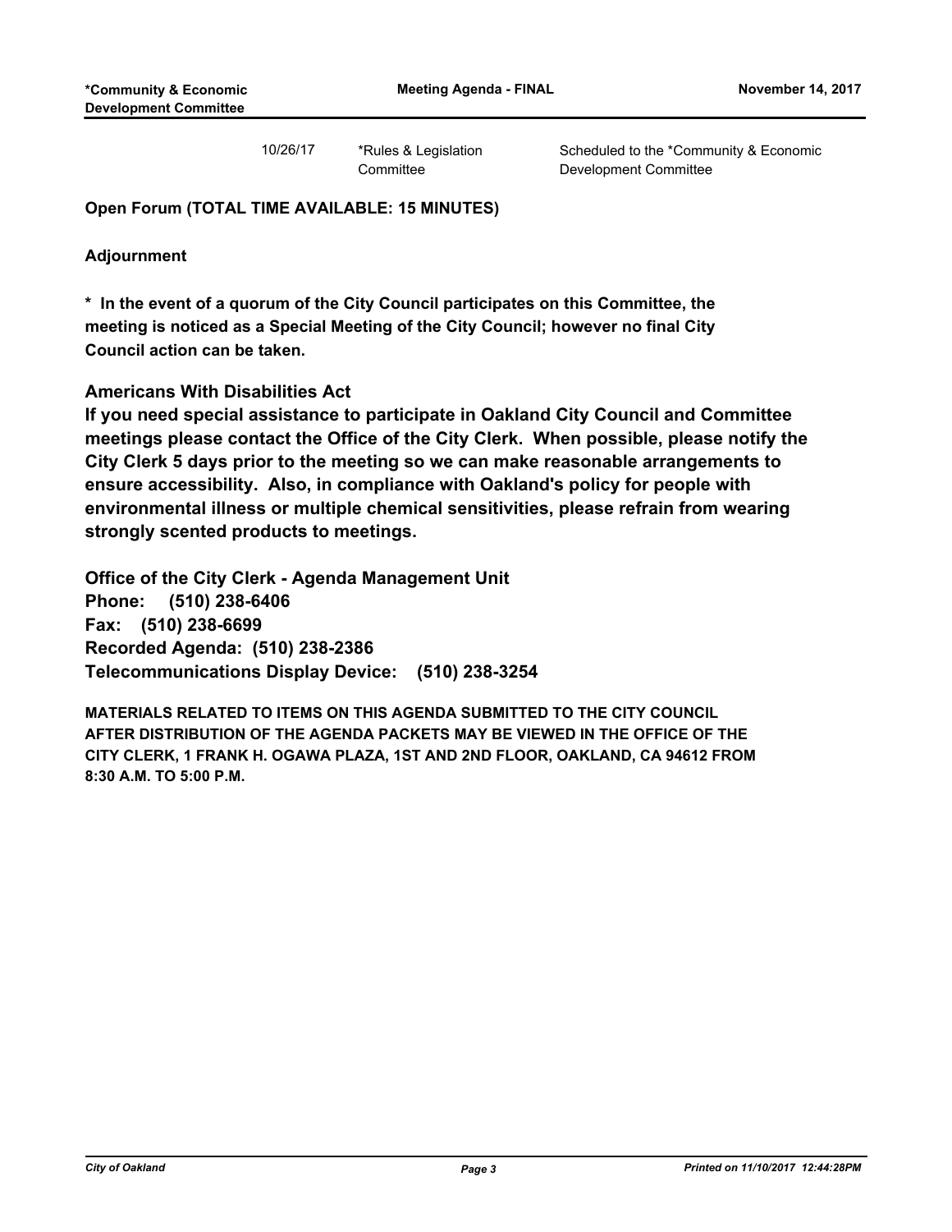| | | |
|---|---|---|
| 10/26/17 | *Rules & Legislation Committee | Scheduled to the *Community & Economic Development Committee |

**Open Forum (TOTAL TIME AVAILABLE: 15 MINUTES)**

**Adjournment**

**\* In the event of a quorum of the City Council participates on this Committee, the meeting is noticed as a Special Meeting of the City Council; however no final City Council action can be taken.**

**Americans With Disabilities Act**

**If you need special assistance to participate in Oakland City Council and Committee meetings please contact the Office of the City Clerk. When possible, please notify the City Clerk 5 days prior to the meeting so we can make reasonable arrangements to ensure accessibility. Also, in compliance with Oakland's policy for people with environmental illness or multiple chemical sensitivities, please refrain from wearing strongly scented products to meetings.**

**Office of the City Clerk - Agenda Management Unit**
**Phone: (510) 238-6406**
**Fax: (510) 238-6699**
**Recorded Agenda: (510) 238-2386**
**Telecommunications Display Device: (510) 238-3254**

**MATERIALS RELATED TO ITEMS ON THIS AGENDA SUBMITTED TO THE CITY COUNCIL AFTER DISTRIBUTION OF THE AGENDA PACKETS MAY BE VIEWED IN THE OFFICE OF THE CITY CLERK, 1 FRANK H. OGAWA PLAZA, 1ST AND 2ND FLOOR, OAKLAND, CA 94612 FROM 8:30 A.M. TO 5:00 P.M.**